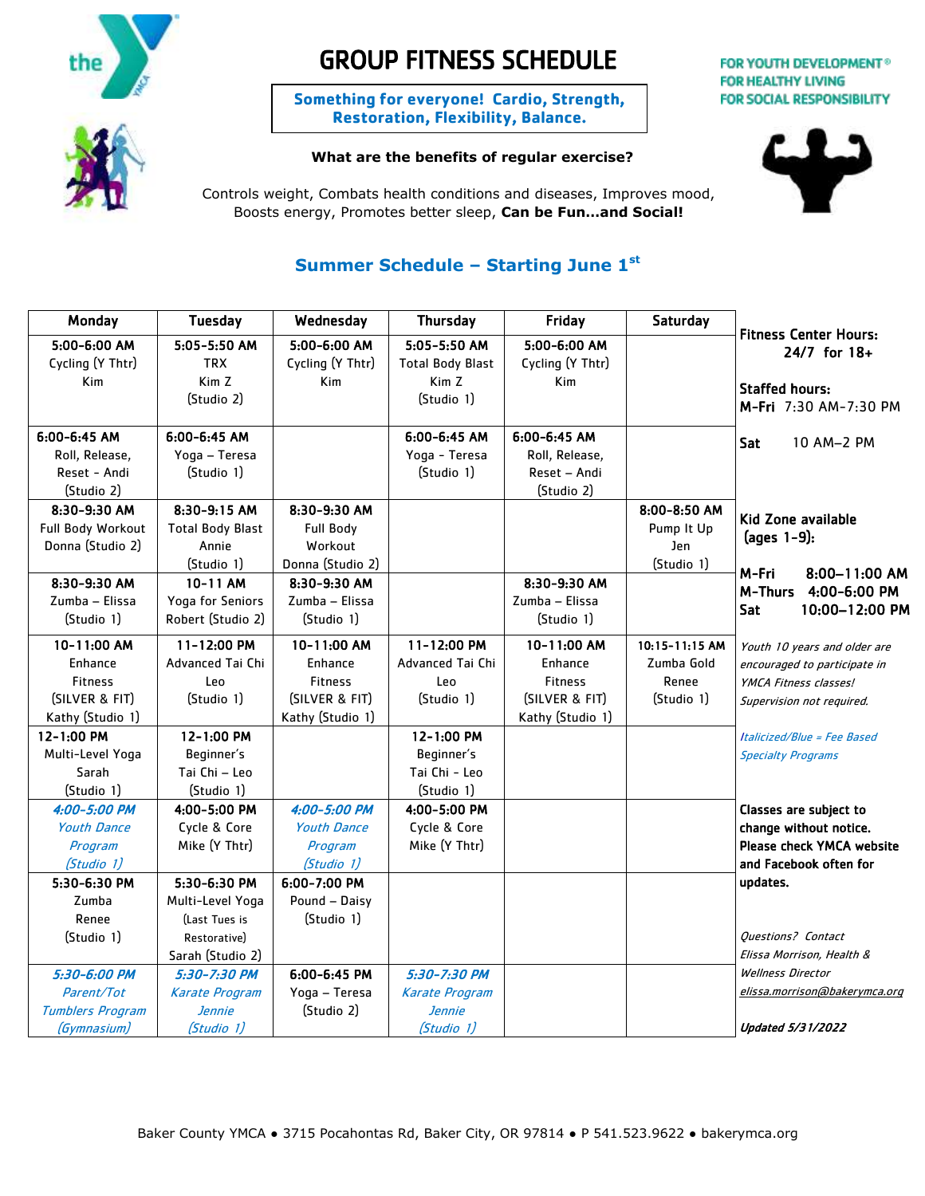# GROUP FITNESS SCHEDULE

**Something for everyone! Cardio, Strength, Restoration, Flexibility, Balance.**

FOR YOUTH DEVELOPMENT®
FOR HEALTHY LIVING
FOR SOCIAL RESPONSIBILITY

**What are the benefits of regular exercise?**

Controls weight, Combats health conditions and diseases, Improves mood, Boosts energy, Promotes better sleep, **Can be Fun…and Social!**

## Summer Schedule – Starting June 1st

| Monday | Tuesday | Wednesday | Thursday | Friday | Saturday |
|---|---|---|---|---|---|
| **5:00-6:00 AM** Cycling (Y Thtr) Kim | **5:05-5:50 AM** TRX Kim Z (Studio 2) | **5:00-6:00 AM** Cycling (Y Thtr) Kim | **5:05-5:50 AM** Total Body Blast Kim Z (Studio 1) | **5:00-6:00 AM** Cycling (Y Thtr) Kim | |
| **6:00-6:45 AM** Roll, Release, Reset - Andi (Studio 2) | **6:00-6:45 AM** Yoga – Teresa (Studio 1) | | **6:00-6:45 AM** Yoga - Teresa (Studio 1) | **6:00-6:45 AM** Roll, Release, Reset – Andi (Studio 2) | |
| **8:30-9:30 AM** Full Body Workout Donna (Studio 2) | **8:30-9:15 AM** Total Body Blast Annie (Studio 1) | **8:30-9:30 AM** Full Body Workout Donna (Studio 2) | | | **8:00-8:50 AM** Pump It Up Jen (Studio 1) |
| **8:30-9:30 AM** Zumba – Elissa (Studio 1) | **10-11 AM** Yoga for Seniors Robert (Studio 2) | **8:30-9:30 AM** Zumba – Elissa (Studio 1) | | **8:30-9:30 AM** Zumba – Elissa (Studio 1) | |
| **10-11:00 AM** Enhance Fitness (SILVER & FIT) Kathy (Studio 1) | **11-12:00 PM** Advanced Tai Chi Leo (Studio 1) | **10-11:00 AM** Enhance Fitness (SILVER & FIT) Kathy (Studio 1) | **11-12:00 PM** Advanced Tai Chi Leo (Studio 1) | **10-11:00 AM** Enhance Fitness (SILVER & FIT) Kathy (Studio 1) | **10:15-11:15 AM** Zumba Gold Renee (Studio 1) |
| **12-1:00 PM** Multi-Level Yoga Sarah (Studio 1) | **12-1:00 PM** Beginner's Tai Chi – Leo (Studio 1) | | **12-1:00 PM** Beginner's Tai Chi - Leo (Studio 1) | | |
| ***4:00-5:00 PM*** *Youth Dance Program (Studio 1)* | **4:00-5:00 PM** Cycle & Core Mike (Y Thtr) | ***4:00-5:00 PM*** *Youth Dance Program (Studio 1)* | **4:00-5:00 PM** Cycle & Core Mike (Y Thtr) | | |
| **5:30-6:30 PM** Zumba Renee (Studio 1) | **5:30-6:30 PM** Multi-Level Yoga (Last Tues is Restorative) Sarah (Studio 2) | **6:00-7:00 PM** Pound – Daisy (Studio 1) | | | |
| ***5:30-6:00 PM*** *Parent/Tot Tumblers Program (Gymnasium)* | ***5:30-7:30 PM*** *Karate Program Jennie (Studio 1)* | **6:00-6:45 PM** Yoga – Teresa (Studio 2) | ***5:30-7:30 PM*** *Karate Program Jennie (Studio 1)* | | |

**Fitness Center Hours:**
**24/7 for 18+**

**Staffed hours:**
**M-Fri** 7:30 AM-7:30 PM
**Sat** 10 AM–2 PM

**Kid Zone available (ages 1-9):**
**M-Fri** 8:00–11:00 AM
**M-Thurs** 4:00-6:00 PM
**Sat** 10:00–12:00 PM

*Youth 10 years and older are encouraged to participate in YMCA Fitness classes! Supervision not required.*

*Italicized/Blue = Fee Based Specialty Programs*

**Classes are subject to change without notice. Please check YMCA website and Facebook often for updates.**

*Questions? Contact Elissa Morrison, Health & Wellness Director*
*elissa.morrison@bakerymca.org*

***Updated 5/31/2022***

Baker County YMCA ● 3715 Pocahontas Rd, Baker City, OR 97814 ● P 541.523.9622 ● bakerymca.org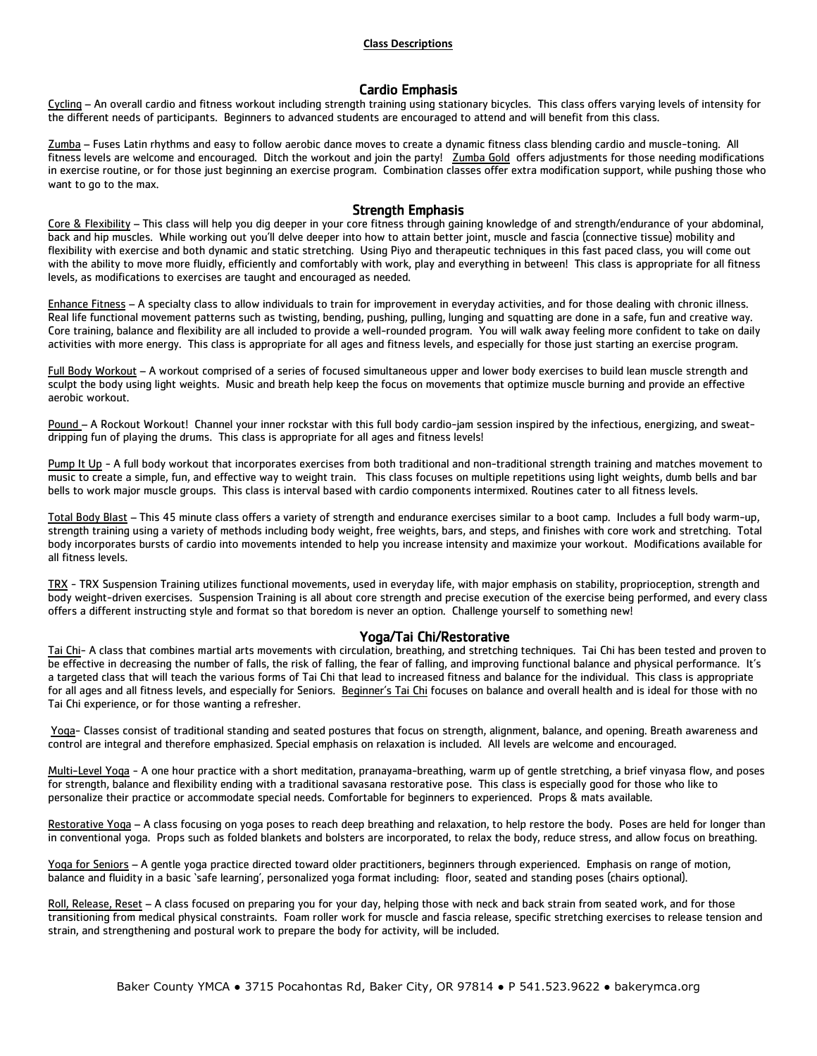**Class Descriptions**

## Cardio Emphasis

Cycling – An overall cardio and fitness workout including strength training using stationary bicycles. This class offers varying levels of intensity for the different needs of participants. Beginners to advanced students are encouraged to attend and will benefit from this class.

Zumba – Fuses Latin rhythms and easy to follow aerobic dance moves to create a dynamic fitness class blending cardio and muscle-toning. All fitness levels are welcome and encouraged. Ditch the workout and join the party! Zumba Gold offers adjustments for those needing modifications in exercise routine, or for those just beginning an exercise program. Combination classes offer extra modification support, while pushing those who want to go to the max.

## Strength Emphasis

Core & Flexibility – This class will help you dig deeper in your core fitness through gaining knowledge of and strength/endurance of your abdominal, back and hip muscles. While working out you'll delve deeper into how to attain better joint, muscle and fascia (connective tissue) mobility and flexibility with exercise and both dynamic and static stretching. Using Piyo and therapeutic techniques in this fast paced class, you will come out with the ability to move more fluidly, efficiently and comfortably with work, play and everything in between! This class is appropriate for all fitness levels, as modifications to exercises are taught and encouraged as needed.

Enhance Fitness – A specialty class to allow individuals to train for improvement in everyday activities, and for those dealing with chronic illness. Real life functional movement patterns such as twisting, bending, pushing, pulling, lunging and squatting are done in a safe, fun and creative way. Core training, balance and flexibility are all included to provide a well-rounded program. You will walk away feeling more confident to take on daily activities with more energy. This class is appropriate for all ages and fitness levels, and especially for those just starting an exercise program.

Full Body Workout – A workout comprised of a series of focused simultaneous upper and lower body exercises to build lean muscle strength and sculpt the body using light weights. Music and breath help keep the focus on movements that optimize muscle burning and provide an effective aerobic workout.

Pound – A Rockout Workout! Channel your inner rockstar with this full body cardio-jam session inspired by the infectious, energizing, and sweat-dripping fun of playing the drums. This class is appropriate for all ages and fitness levels!

Pump It Up - A full body workout that incorporates exercises from both traditional and non-traditional strength training and matches movement to music to create a simple, fun, and effective way to weight train. This class focuses on multiple repetitions using light weights, dumb bells and bar bells to work major muscle groups. This class is interval based with cardio components intermixed. Routines cater to all fitness levels.

Total Body Blast – This 45 minute class offers a variety of strength and endurance exercises similar to a boot camp. Includes a full body warm-up, strength training using a variety of methods including body weight, free weights, bars, and steps, and finishes with core work and stretching. Total body incorporates bursts of cardio into movements intended to help you increase intensity and maximize your workout. Modifications available for all fitness levels.

TRX - TRX Suspension Training utilizes functional movements, used in everyday life, with major emphasis on stability, proprioception, strength and body weight-driven exercises. Suspension Training is all about core strength and precise execution of the exercise being performed, and every class offers a different instructing style and format so that boredom is never an option. Challenge yourself to something new!

## Yoga/Tai Chi/Restorative

Tai Chi- A class that combines martial arts movements with circulation, breathing, and stretching techniques. Tai Chi has been tested and proven to be effective in decreasing the number of falls, the risk of falling, the fear of falling, and improving functional balance and physical performance. It's a targeted class that will teach the various forms of Tai Chi that lead to increased fitness and balance for the individual. This class is appropriate for all ages and all fitness levels, and especially for Seniors. Beginner's Tai Chi focuses on balance and overall health and is ideal for those with no Tai Chi experience, or for those wanting a refresher.

Yoga- Classes consist of traditional standing and seated postures that focus on strength, alignment, balance, and opening. Breath awareness and control are integral and therefore emphasized. Special emphasis on relaxation is included. All levels are welcome and encouraged.

Multi-Level Yoga - A one hour practice with a short meditation, pranayama-breathing, warm up of gentle stretching, a brief vinyasa flow, and poses for strength, balance and flexibility ending with a traditional savasana restorative pose. This class is especially good for those who like to personalize their practice or accommodate special needs. Comfortable for beginners to experienced. Props & mats available.

Restorative Yoga – A class focusing on yoga poses to reach deep breathing and relaxation, to help restore the body. Poses are held for longer than in conventional yoga. Props such as folded blankets and bolsters are incorporated, to relax the body, reduce stress, and allow focus on breathing.

Yoga for Seniors – A gentle yoga practice directed toward older practitioners, beginners through experienced. Emphasis on range of motion, balance and fluidity in a basic 'safe learning', personalized yoga format including: floor, seated and standing poses (chairs optional).

Roll, Release, Reset – A class focused on preparing you for your day, helping those with neck and back strain from seated work, and for those transitioning from medical physical constraints. Foam roller work for muscle and fascia release, specific stretching exercises to release tension and strain, and strengthening and postural work to prepare the body for activity, will be included.

Baker County YMCA ● 3715 Pocahontas Rd, Baker City, OR 97814 ● P 541.523.9622 ● bakerymca.org